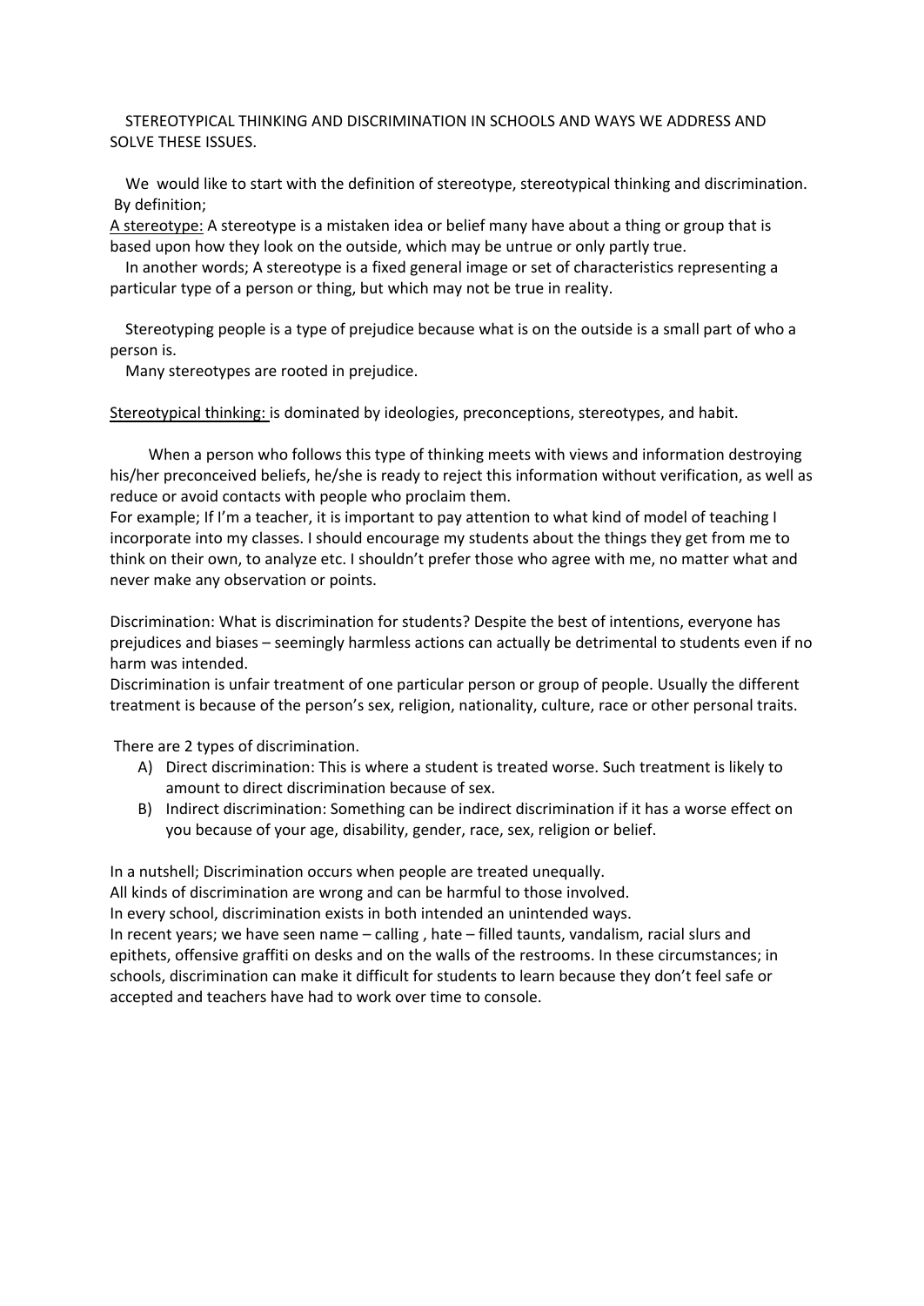# STEREOTYPICAL THINKING AND DISCRIMINATION IN SCHOOLS AND WAYS WE ADDRESS AND SOLVE THESE ISSUES.

We would like to start with the definition of stereotype, stereotypical thinking and discrimination. By definition;

<u>A stereotype:</u> A stereotype is a mistaken idea or belief many have about a thing or group that is based upon how they look on the outside, which may be untrue or only partly true.

In another words; A stereotype is a fixed general image or set of characteristics representing a particular type of a person or thing, but which may not be true in reality.

Stereotyping people is a type of prejudice because what is on the outside is a small part of who a person is.

Many stereotypes are rooted in prejudice.

<u>Stereotypical thinking:</u> is dominated by ideologies, preconceptions, stereotypes, and habit.

When a person who follows this type of thinking meets with views and information destroying his/her preconceived beliefs, he/she is ready to reject this information without verification, as well as reduce or avoid contacts with people who proclaim them.

For example; If I'm a teacher, it is important to pay attention to what kind of model of teaching I incorporate into my classes. I should encourage my students about the things they get from me to think on their own, to analyze etc. I shouldn't prefer those who agree with me, no matter what and never make any observation or points.

Discrimination: What is discrimination for students? Despite the best of intentions, everyone has prejudices and biases – seemingly harmless actions can actually be detrimental to students even if no harm was intended.

Discrimination is unfair treatment of one particular person or group of people. Usually the different treatment is because of the person's sex, religion, nationality, culture, race or other personal traits.

There are 2 types of discrimination.

A) Direct discrimination: This is where a student is treated worse. Such treatment is likely to amount to direct discrimination because of sex.
B) Indirect discrimination: Something can be indirect discrimination if it has a worse effect on you because of your age, disability, gender, race, sex, religion or belief.

In a nutshell; Discrimination occurs when people are treated unequally.

All kinds of discrimination are wrong and can be harmful to those involved.

In every school, discrimination exists in both intended an unintended ways.

In recent years; we have seen name – calling , hate – filled taunts, vandalism, racial slurs and epithets, offensive graffiti on desks and on the walls of the restrooms. In these circumstances; in schools, discrimination can make it difficult for students to learn because they don't feel safe or accepted and teachers have had to work over time to console.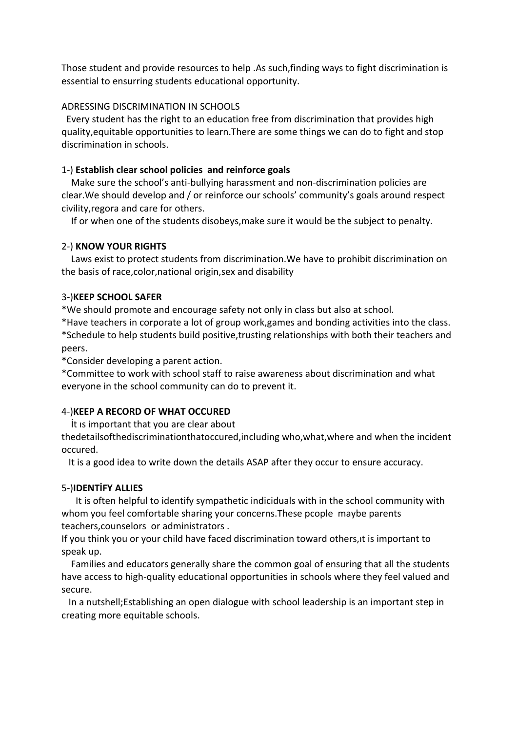Those student and provide resources to help .As such,finding ways to fight discrimination is essential to ensurring students educational opportunity.

ADRESSING DISCRIMINATION IN SCHOOLS

Every student has the right to an education free from discrimination that provides high quality,equitable opportunities to learn.There are some things we can do to fight and stop discrimination in schools.

1-) **Establish clear school policies and reinforce goals**

Make sure the school's anti-bullying harassment and non-discrimination policies are clear.We should develop and / or reinforce our schools' community's goals around respect civility,regora and care for others.

If or when one of the students disobeys,make sure it would be the subject to penalty.

2-) **KNOW YOUR RIGHTS**

Laws exist to protect students from discrimination.We have to prohibit discrimination on the basis of race,color,national origin,sex and disability

3-)**KEEP SCHOOL SAFER**

*We should promote and encourage safety not only in class but also at school.
*Have teachers in corporate a lot of group work,games and bonding activities into the class.
*Schedule to help students build positive,trusting relationships with both their teachers and peers.
*Consider developing a parent action.
*Committee to work with school staff to raise awareness about discrimination and what everyone in the school community can do to prevent it.

4-)**KEEP A RECORD OF WHAT OCCURED**

İt ıs important that you are clear about thedetailsofthediscriminationthatoccured,including who,what,where and when the incident occured.

It is a good idea to write down the details ASAP after they occur to ensure accuracy.

5-)**IDENTİFY ALLIES**

It is often helpful to identify sympathetic indicidiuals with in the school community with whom you feel comfortable sharing your concerns.These pcople maybe parents teachers,counselors or administrators .

If you think you or your child have faced discrimination toward others,ıt is important to speak up.

Families and educators generally share the common goal of ensuring that all the students have access to high-quality educational opportunities in schools where they feel valued and secure.

In a nutshell;Establishing an open dialogue with school leadership is an important step in creating more equitable schools.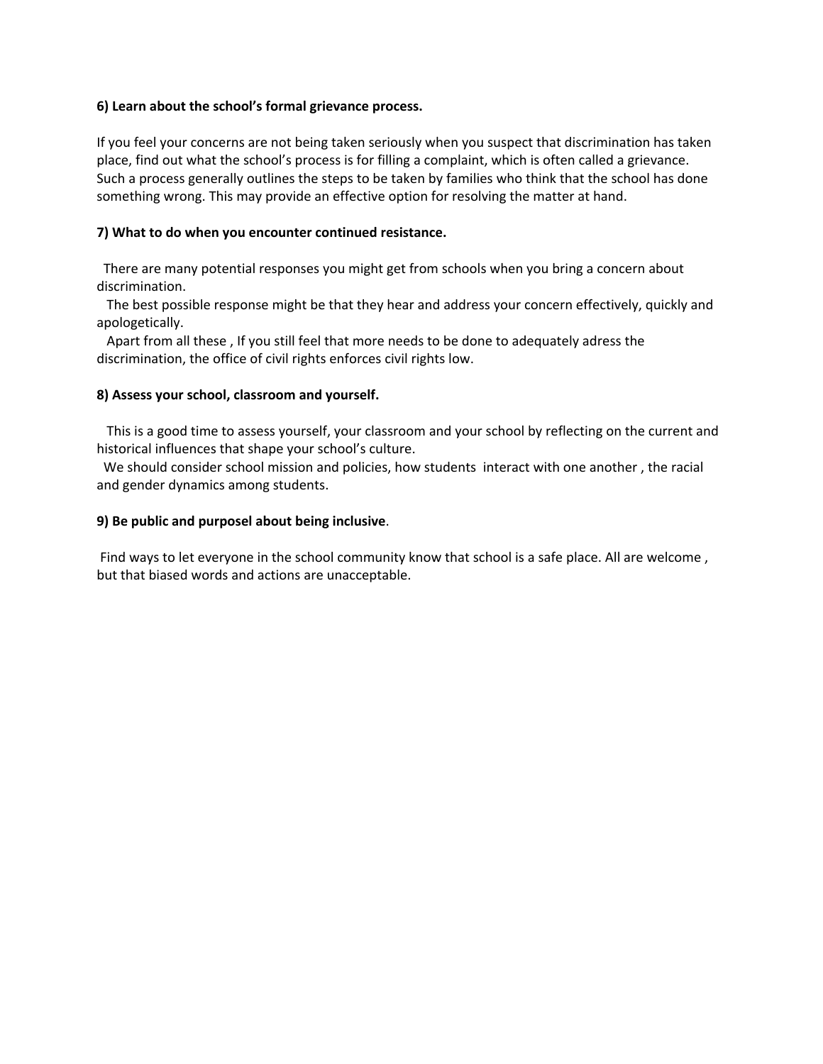**6) Learn about the school's formal grievance process.**

If you feel your concerns are not being taken seriously when you suspect that discrimination has taken place, find out what the school's process is for filling a complaint, which is often called a grievance. Such a process generally outlines the steps to be taken by families who think that the school has done something wrong. This may provide an effective option for resolving the matter at hand.

**7) What to do when you encounter continued resistance.**

There are many potential responses you might get from schools when you bring a concern about discrimination.

The best possible response might be that they hear and address your concern effectively, quickly and apologetically.

Apart from all these , If you still feel that more needs to be done to adequately adress the discrimination, the office of civil rights enforces civil rights low.

**8) Assess your school, classroom and yourself.**

This is a good time to assess yourself, your classroom and your school by reflecting on the current and historical influences that shape your school's culture.

We should consider school mission and policies, how students interact with one another , the racial and gender dynamics among students.

**9) Be public and purposel about being inclusive**.

Find ways to let everyone in the school community know that school is a safe place. All are welcome , but that biased words and actions are unacceptable.